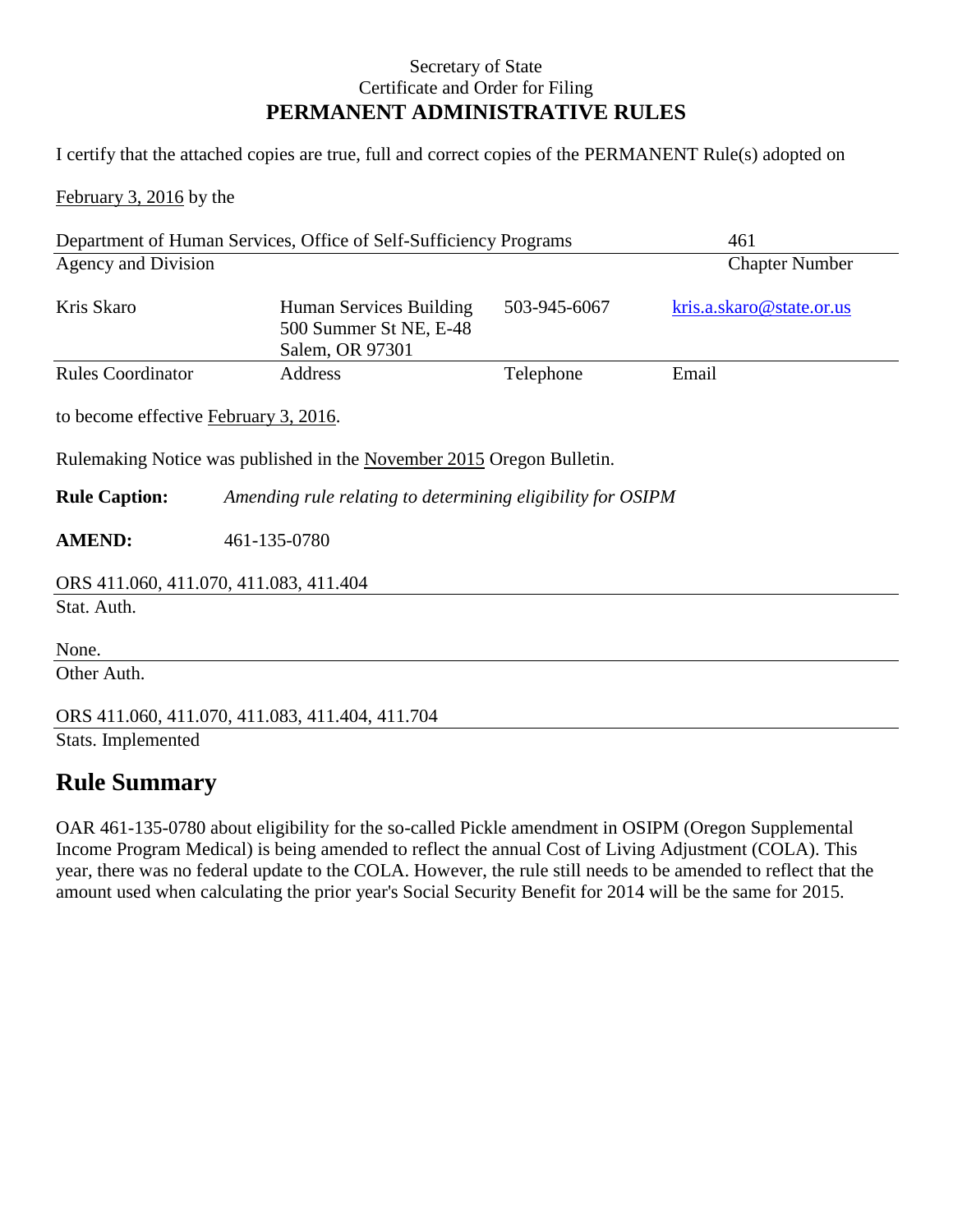Secretary of State
Certificate and Order for Filing
**PERMANENT ADMINISTRATIVE RULES**

I certify that the attached copies are true, full and correct copies of the PERMANENT Rule(s) adopted on

February 3, 2016 by the

| Department of Human Services, Office of Self-Sufficiency Programs | | | 461 |
|---|---|---|---|
| Agency and Division | | | Chapter Number |
| Kris Skaro | Human Services Building 500 Summer St NE, E-48 Salem, OR 97301 | 503-945-6067 | kris.a.skaro@state.or.us |
| Rules Coordinator | Address | Telephone | Email |

to become effective February 3, 2016.

Rulemaking Notice was published in the November 2015 Oregon Bulletin.

**Rule Caption:** *Amending rule relating to determining eligibility for OSIPM*

**AMEND:** 461-135-0780

ORS 411.060, 411.070, 411.083, 411.404
Stat. Auth.

None.
Other Auth.

ORS 411.060, 411.070, 411.083, 411.404, 411.704
Stats. Implemented

## Rule Summary

OAR 461-135-0780 about eligibility for the so-called Pickle amendment in OSIPM (Oregon Supplemental Income Program Medical) is being amended to reflect the annual Cost of Living Adjustment (COLA). This year, there was no federal update to the COLA. However, the rule still needs to be amended to reflect that the amount used when calculating the prior year's Social Security Benefit for 2014 will be the same for 2015.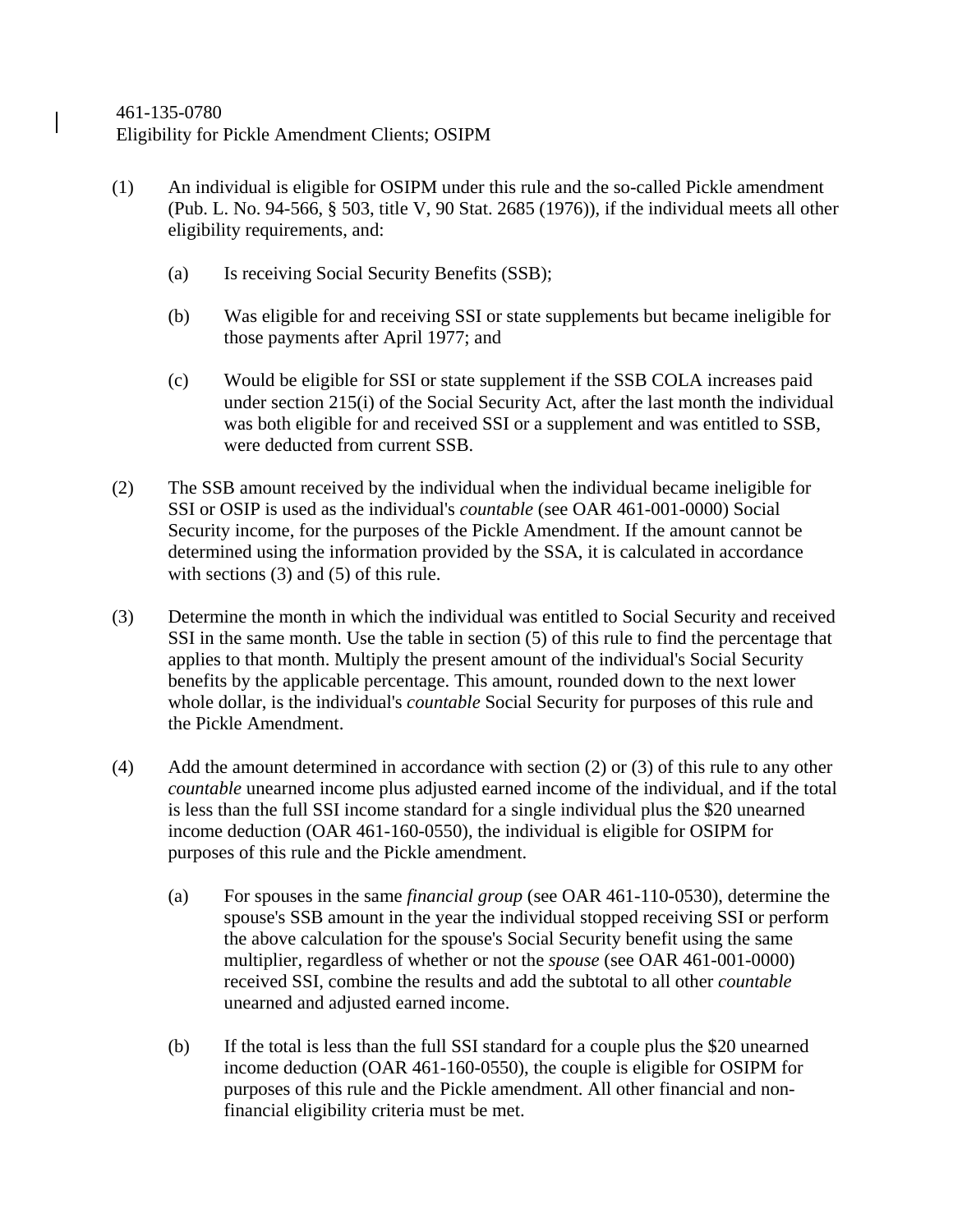461-135-0780
Eligibility for Pickle Amendment Clients; OSIPM

(1) An individual is eligible for OSIPM under this rule and the so-called Pickle amendment (Pub. L. No. 94-566, § 503, title V, 90 Stat. 2685 (1976)), if the individual meets all other eligibility requirements, and:

  (a) Is receiving Social Security Benefits (SSB);

  (b) Was eligible for and receiving SSI or state supplements but became ineligible for those payments after April 1977; and

  (c) Would be eligible for SSI or state supplement if the SSB COLA increases paid under section 215(i) of the Social Security Act, after the last month the individual was both eligible for and received SSI or a supplement and was entitled to SSB, were deducted from current SSB.

(2) The SSB amount received by the individual when the individual became ineligible for SSI or OSIP is used as the individual's *countable* (see OAR 461-001-0000) Social Security income, for the purposes of the Pickle Amendment. If the amount cannot be determined using the information provided by the SSA, it is calculated in accordance with sections (3) and (5) of this rule.

(3) Determine the month in which the individual was entitled to Social Security and received SSI in the same month. Use the table in section (5) of this rule to find the percentage that applies to that month. Multiply the present amount of the individual's Social Security benefits by the applicable percentage. This amount, rounded down to the next lower whole dollar, is the individual's *countable* Social Security for purposes of this rule and the Pickle Amendment.

(4) Add the amount determined in accordance with section (2) or (3) of this rule to any other *countable* unearned income plus adjusted earned income of the individual, and if the total is less than the full SSI income standard for a single individual plus the $20 unearned income deduction (OAR 461-160-0550), the individual is eligible for OSIPM for purposes of this rule and the Pickle amendment.

  (a) For spouses in the same *financial group* (see OAR 461-110-0530), determine the spouse's SSB amount in the year the individual stopped receiving SSI or perform the above calculation for the spouse's Social Security benefit using the same multiplier, regardless of whether or not the *spouse* (see OAR 461-001-0000) received SSI, combine the results and add the subtotal to all other *countable* unearned and adjusted earned income.

  (b) If the total is less than the full SSI standard for a couple plus the $20 unearned income deduction (OAR 461-160-0550), the couple is eligible for OSIPM for purposes of this rule and the Pickle amendment. All other financial and non-financial eligibility criteria must be met.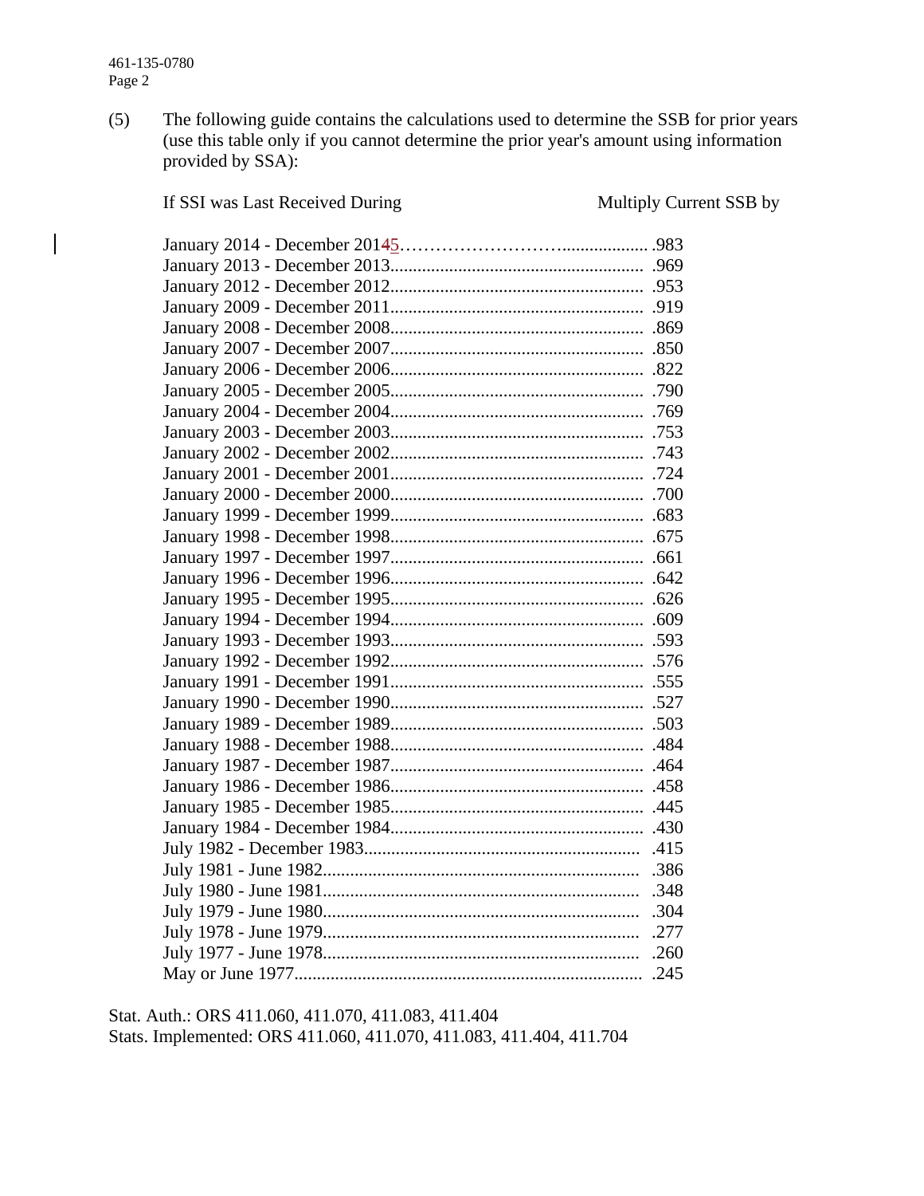(5) The following guide contains the calculations used to determine the SSB for prior years (use this table only if you cannot determine the prior year's amount using information provided by SSA):

| If SSI was Last Received During | Multiply Current SSB by |
|---|---|
| January 2014 - December 201~~4~~5 | .983 |
| January 2013 - December 2013 | .969 |
| January 2012 - December 2012 | .953 |
| January 2009 - December 2011 | .919 |
| January 2008 - December 2008 | .869 |
| January 2007 - December 2007 | .850 |
| January 2006 - December 2006 | .822 |
| January 2005 - December 2005 | .790 |
| January 2004 - December 2004 | .769 |
| January 2003 - December 2003 | .753 |
| January 2002 - December 2002 | .743 |
| January 2001 - December 2001 | .724 |
| January 2000 - December 2000 | .700 |
| January 1999 - December 1999 | .683 |
| January 1998 - December 1998 | .675 |
| January 1997 - December 1997 | .661 |
| January 1996 - December 1996 | .642 |
| January 1995 - December 1995 | .626 |
| January 1994 - December 1994 | .609 |
| January 1993 - December 1993 | .593 |
| January 1992 - December 1992 | .576 |
| January 1991 - December 1991 | .555 |
| January 1990 - December 1990 | .527 |
| January 1989 - December 1989 | .503 |
| January 1988 - December 1988 | .484 |
| January 1987 - December 1987 | .464 |
| January 1986 - December 1986 | .458 |
| January 1985 - December 1985 | .445 |
| January 1984 - December 1984 | .430 |
| July 1982 - December 1983 | .415 |
| July 1981 - June 1982 | .386 |
| July 1980 - June 1981 | .348 |
| July 1979 - June 1980 | .304 |
| July 1978 - June 1979 | .277 |
| July 1977 - June 1978 | .260 |
| May or June 1977 | .245 |

Stat. Auth.: ORS 411.060, 411.070, 411.083, 411.404
Stats. Implemented: ORS 411.060, 411.070, 411.083, 411.404, 411.704